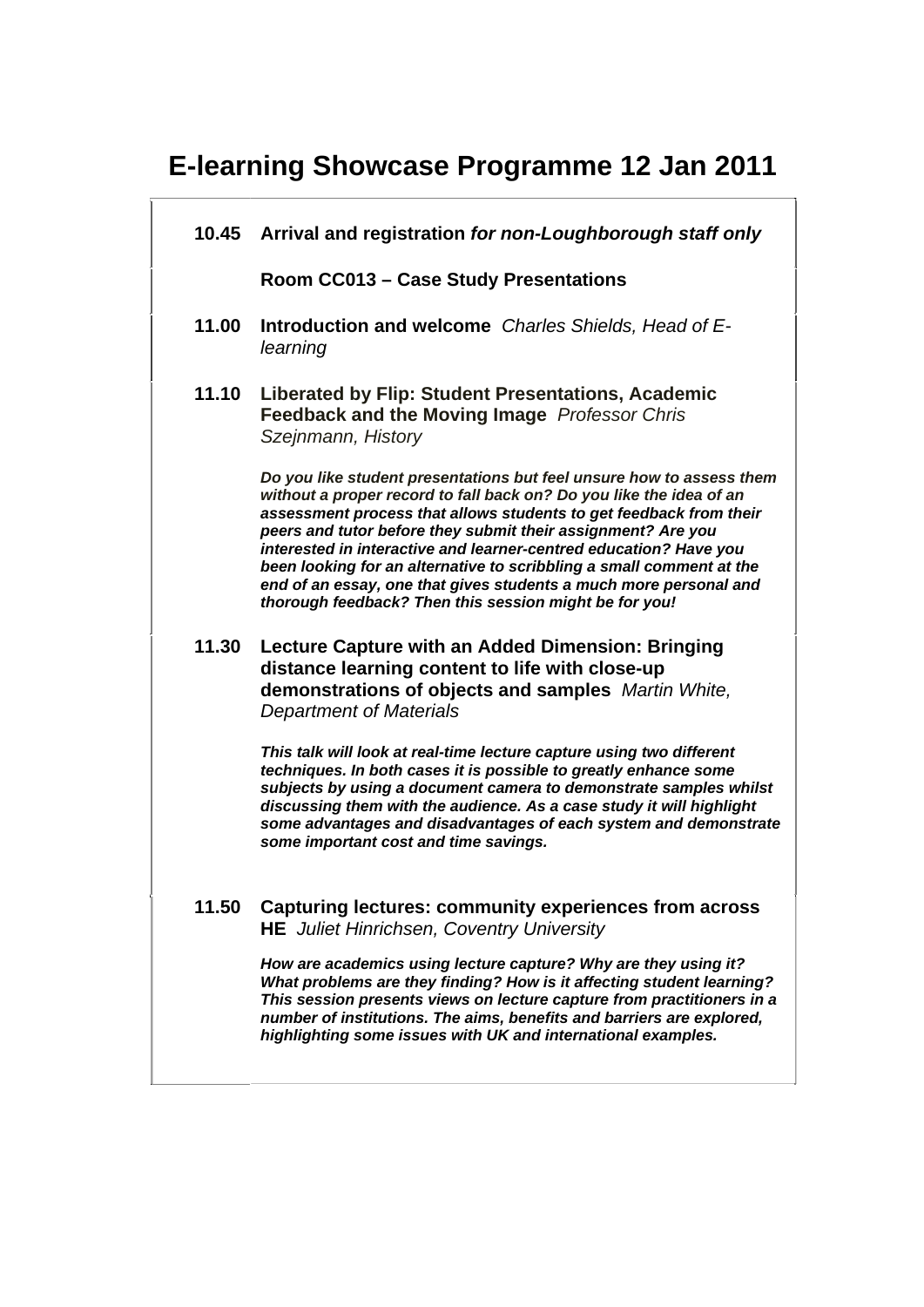# E-learning Showcase Programme 12 Jan 2011

**10.45** **Arrival and registration** ***for non-Loughborough staff only***

**Room CC013 – Case Study Presentations**

**11.00** **Introduction and welcome** *Charles Shields, Head of E-learning*

**11.10** **Liberated by Flip: Student Presentations, Academic Feedback and the Moving Image** *Professor Chris Szejnmann, History*

***Do you like student presentations but feel unsure how to assess them without a proper record to fall back on? Do you like the idea of an assessment process that allows students to get feedback from their peers and tutor before they submit their assignment? Are you interested in interactive and learner-centred education? Have you been looking for an alternative to scribbling a small comment at the end of an essay, one that gives students a much more personal and thorough feedback? Then this session might be for you!***

**11.30** **Lecture Capture with an Added Dimension: Bringing distance learning content to life with close-up demonstrations of objects and samples** *Martin White, Department of Materials*

***This talk will look at real-time lecture capture using two different techniques. In both cases it is possible to greatly enhance some subjects by using a document camera to demonstrate samples whilst discussing them with the audience. As a case study it will highlight some advantages and disadvantages of each system and demonstrate some important cost and time savings.***

**11.50** **Capturing lectures: community experiences from across HE** *Juliet Hinrichsen, Coventry University*

***How are academics using lecture capture? Why are they using it? What problems are they finding? How is it affecting student learning? This session presents views on lecture capture from practitioners in a number of institutions. The aims, benefits and barriers are explored, highlighting some issues with UK and international examples.***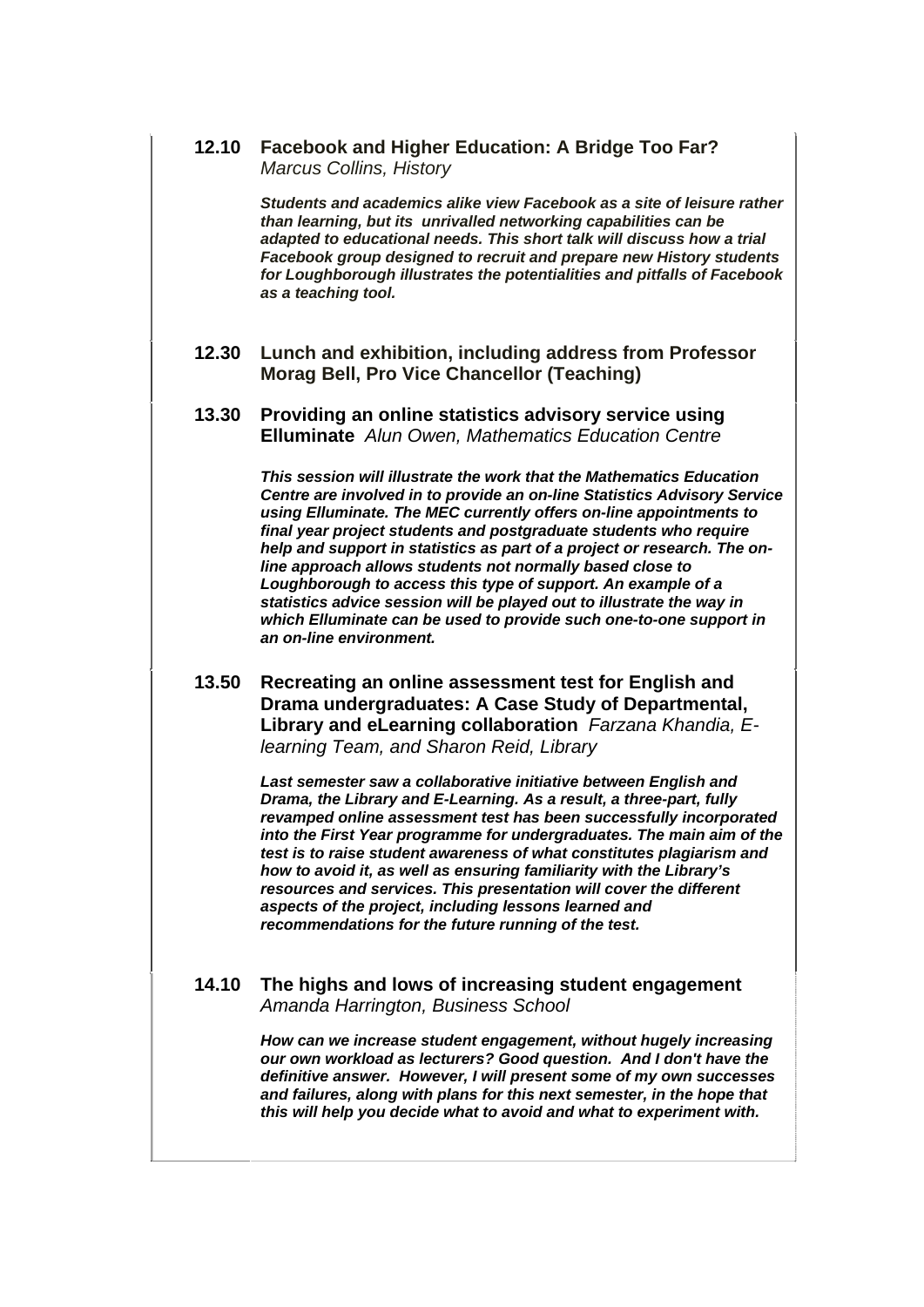**12.10 Facebook and Higher Education: A Bridge Too Far?**
*Marcus Collins, History*

***Students and academics alike view Facebook as a site of leisure rather than learning, but its unrivalled networking capabilities can be adapted to educational needs. This short talk will discuss how a trial Facebook group designed to recruit and prepare new History students for Loughborough illustrates the potentialities and pitfalls of Facebook as a teaching tool.***

**12.30 Lunch and exhibition, including address from Professor Morag Bell, Pro Vice Chancellor (Teaching)**

**13.30 Providing an online statistics advisory service using Elluminate** *Alun Owen, Mathematics Education Centre*

***This session will illustrate the work that the Mathematics Education Centre are involved in to provide an on-line Statistics Advisory Service using Elluminate. The MEC currently offers on-line appointments to final year project students and postgraduate students who require help and support in statistics as part of a project or research. The on-line approach allows students not normally based close to Loughborough to access this type of support. An example of a statistics advice session will be played out to illustrate the way in which Elluminate can be used to provide such one-to-one support in an on-line environment.***

**13.50 Recreating an online assessment test for English and Drama undergraduates: A Case Study of Departmental, Library and eLearning collaboration** *Farzana Khandia, E-learning Team, and Sharon Reid, Library*

***Last semester saw a collaborative initiative between English and Drama, the Library and E-Learning. As a result, a three-part, fully revamped online assessment test has been successfully incorporated into the First Year programme for undergraduates. The main aim of the test is to raise student awareness of what constitutes plagiarism and how to avoid it, as well as ensuring familiarity with the Library's resources and services. This presentation will cover the different aspects of the project, including lessons learned and recommendations for the future running of the test.***

**14.10 The highs and lows of increasing student engagement**
*Amanda Harrington, Business School*

***How can we increase student engagement, without hugely increasing our own workload as lecturers? Good question. And I don't have the definitive answer. However, I will present some of my own successes and failures, along with plans for this next semester, in the hope that this will help you decide what to avoid and what to experiment with.***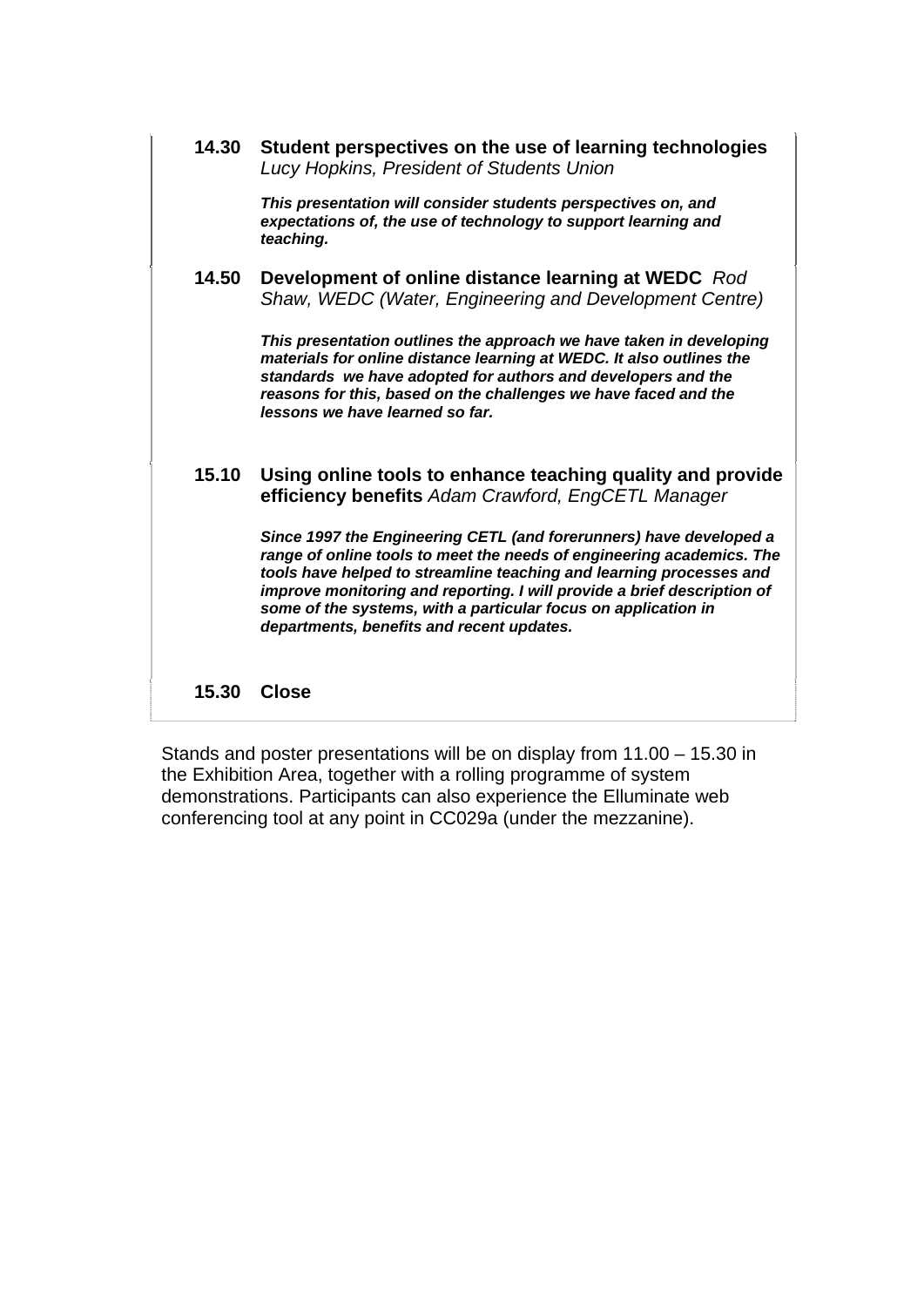**14.30 Student perspectives on the use of learning technologies** *Lucy Hopkins, President of Students Union*

***This presentation will consider students perspectives on, and expectations of, the use of technology to support learning and teaching.***

**14.50 Development of online distance learning at WEDC** *Rod Shaw, WEDC (Water, Engineering and Development Centre)*

***This presentation outlines the approach we have taken in developing materials for online distance learning at WEDC. It also outlines the standards we have adopted for authors and developers and the reasons for this, based on the challenges we have faced and the lessons we have learned so far.***

**15.10 Using online tools to enhance teaching quality and provide efficiency benefits** *Adam Crawford, EngCETL Manager*

***Since 1997 the Engineering CETL (and forerunners) have developed a range of online tools to meet the needs of engineering academics. The tools have helped to streamline teaching and learning processes and improve monitoring and reporting. I will provide a brief description of some of the systems, with a particular focus on application in departments, benefits and recent updates.***

**15.30 Close**

Stands and poster presentations will be on display from 11.00 – 15.30 in the Exhibition Area, together with a rolling programme of system demonstrations. Participants can also experience the Elluminate web conferencing tool at any point in CC029a (under the mezzanine).